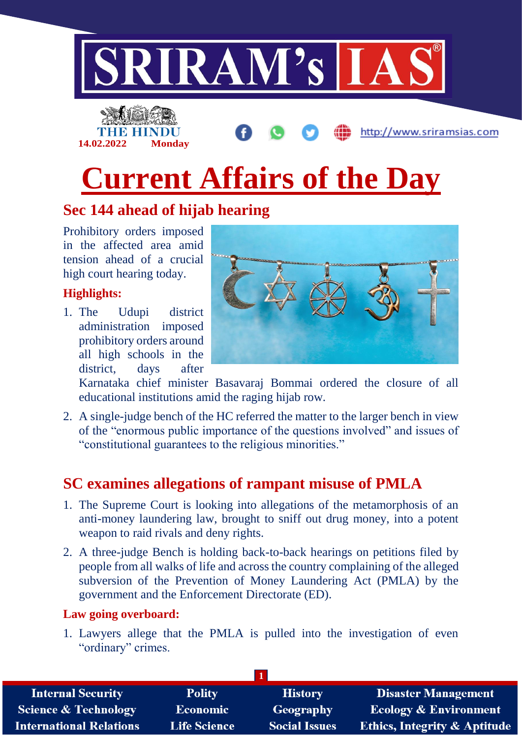# Current Affairs of the Day

14.02.2022 Monday

## Sec 144 ahead of hijab hearing

Prohibitory orders imposed in the affected area amid tension ahead of a crucial high court hearing today.

### Highlights:

1. The Udupi district administration imposed prohibitory orders around all high schools in the district, days after Karnataka chief minister Basavaraj Bommai ordered the closure of all educational institutions amid the raging hijab row.
2. A single-judge bench of the HC referred the matter to the larger bench in view of the "enormous public importance of the questions involved" and issues of "constitutional guarantees to the religious minorities."

## SC examines allegations of rampant misuse of PMLA

1. The Supreme Court is looking into allegations of the metamorphosis of an anti-money laundering law, brought to sniff out drug money, into a potent weapon to raid rivals and deny rights.
2. A three-judge Bench is holding back-to-back hearings on petitions filed by people from all walks of life and across the country complaining of the alleged subversion of the Prevention of Money Laundering Act (PMLA) by the government and the Enforcement Directorate (ED).

### Law going overboard:

1. Lawyers allege that the PMLA is pulled into the investigation of even "ordinary" crimes.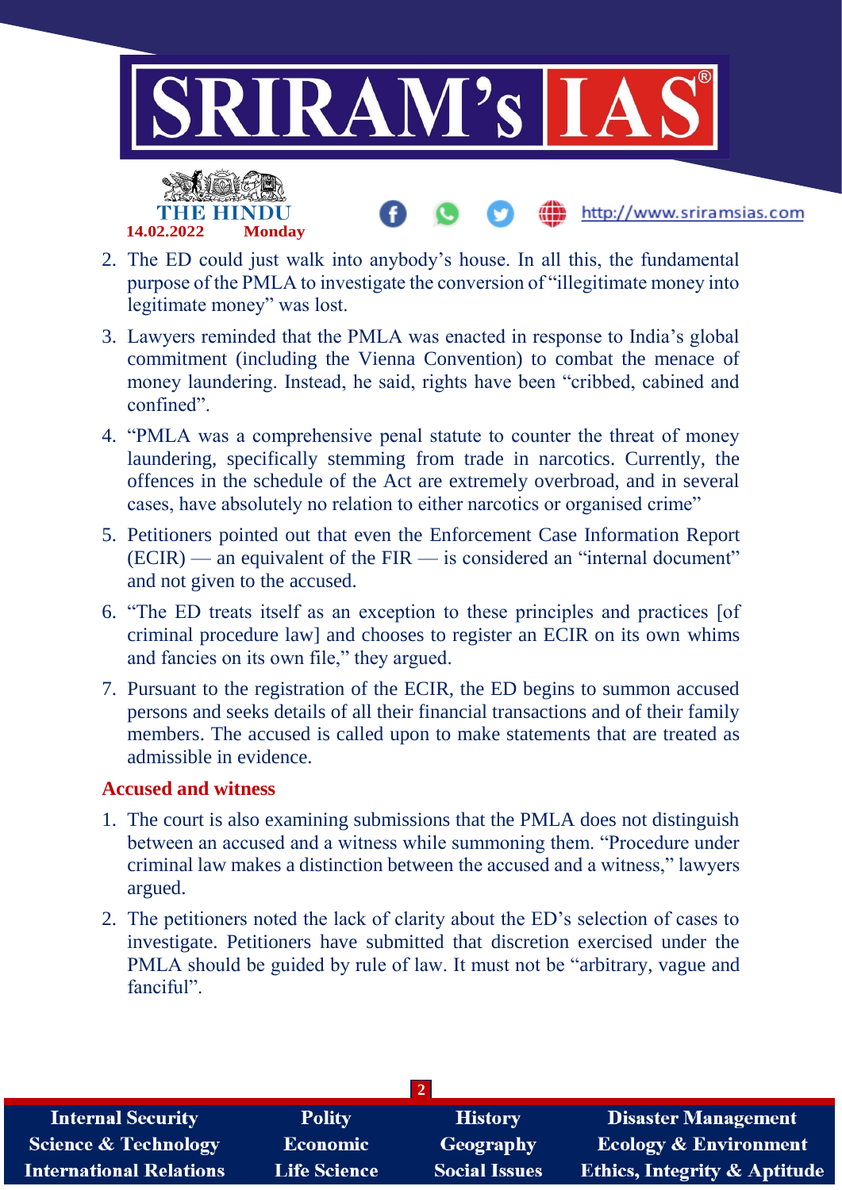2. The ED could just walk into anybody's house. In all this, the fundamental purpose of the PMLA to investigate the conversion of "illegitimate money into legitimate money" was lost.
3. Lawyers reminded that the PMLA was enacted in response to India's global commitment (including the Vienna Convention) to combat the menace of money laundering. Instead, he said, rights have been "cribbed, cabined and confined".
4. "PMLA was a comprehensive penal statute to counter the threat of money laundering, specifically stemming from trade in narcotics. Currently, the offences in the schedule of the Act are extremely overbroad, and in several cases, have absolutely no relation to either narcotics or organised crime"
5. Petitioners pointed out that even the Enforcement Case Information Report (ECIR) — an equivalent of the FIR — is considered an "internal document" and not given to the accused.
6. "The ED treats itself as an exception to these principles and practices [of criminal procedure law] and chooses to register an ECIR on its own whims and fancies on its own file," they argued.
7. Pursuant to the registration of the ECIR, the ED begins to summon accused persons and seeks details of all their financial transactions and of their family members. The accused is called upon to make statements that are treated as admissible in evidence.

## Accused and witness

1. The court is also examining submissions that the PMLA does not distinguish between an accused and a witness while summoning them. "Procedure under criminal law makes a distinction between the accused and a witness," lawyers argued.
2. The petitioners noted the lack of clarity about the ED's selection of cases to investigate. Petitioners have submitted that discretion exercised under the PMLA should be guided by rule of law. It must not be "arbitrary, vague and fanciful".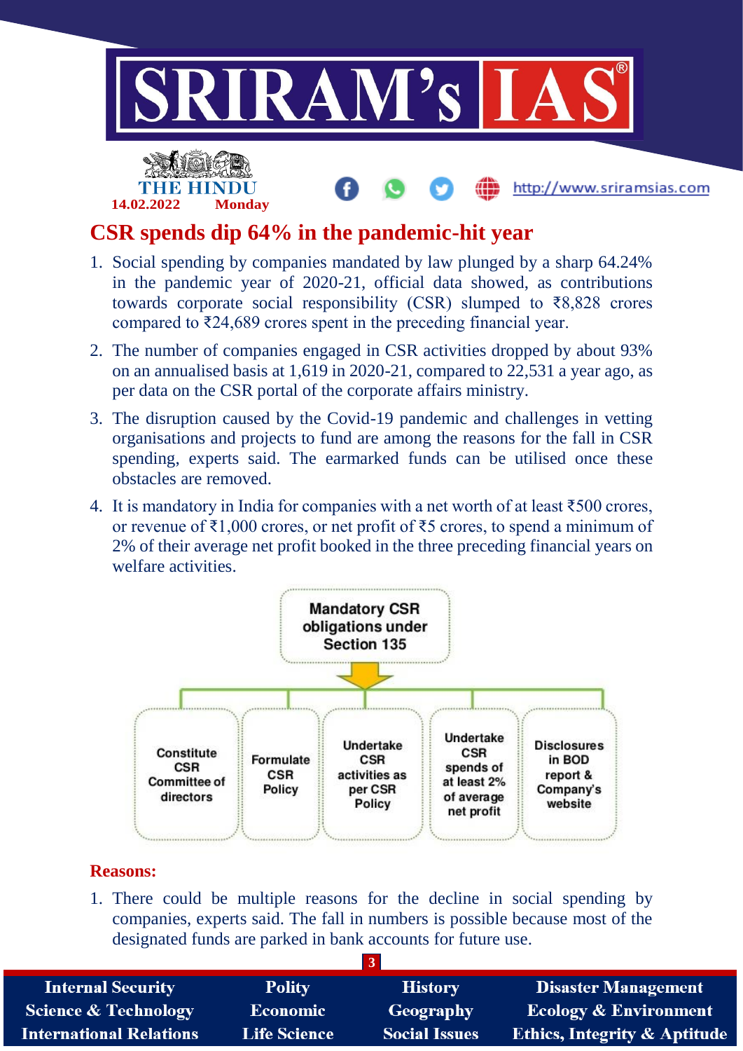## CSR spends dip 64% in the pandemic-hit year

1. Social spending by companies mandated by law plunged by a sharp 64.24% in the pandemic year of 2020-21, official data showed, as contributions towards corporate social responsibility (CSR) slumped to ₹8,828 crores compared to ₹24,689 crores spent in the preceding financial year.
2. The number of companies engaged in CSR activities dropped by about 93% on an annualised basis at 1,619 in 2020-21, compared to 22,531 a year ago, as per data on the CSR portal of the corporate affairs ministry.
3. The disruption caused by the Covid-19 pandemic and challenges in vetting organisations and projects to fund are among the reasons for the fall in CSR spending, experts said. The earmarked funds can be utilised once these obstacles are removed.
4. It is mandatory in India for companies with a net worth of at least ₹500 crores, or revenue of ₹1,000 crores, or net profit of ₹5 crores, to spend a minimum of 2% of their average net profit booked in the three preceding financial years on welfare activities.

**Mandatory CSR obligations under Section 135**

- Constitute CSR Committee of directors
- Formulate CSR Policy
- Undertake CSR activities as per CSR Policy
- Undertake CSR spends of at least 2% of average net profit
- Disclosures in BOD report & Company's website

### Reasons:

1. There could be multiple reasons for the decline in social spending by companies, experts said. The fall in numbers is possible because most of the designated funds are parked in bank accounts for future use.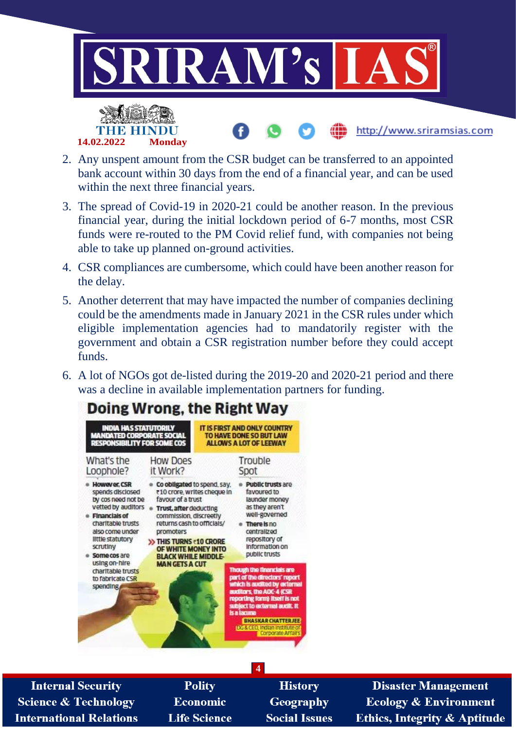2. Any unspent amount from the CSR budget can be transferred to an appointed bank account within 30 days from the end of a financial year, and can be used within the next three financial years.
3. The spread of Covid-19 in 2020-21 could be another reason. In the previous financial year, during the initial lockdown period of 6-7 months, most CSR funds were re-routed to the PM Covid relief fund, with companies not being able to take up planned on-ground activities.
4. CSR compliances are cumbersome, which could have been another reason for the delay.
5. Another deterrent that may have impacted the number of companies declining could be the amendments made in January 2021 in the CSR rules under which eligible implementation agencies had to mandatorily register with the government and obtain a CSR registration number before they could accept funds.
6. A lot of NGOs got de-listed during the 2019-20 and 2020-21 period and there was a decline in available implementation partners for funding.

## Doing Wrong, the Right Way

**INDIA HAS STATUTORILY MANDATED CORPORATE SOCIAL RESPONSIBILITY FOR SOME COS**

**IT IS FIRST AND ONLY COUNTRY TO HAVE DONE SO BUT LAW ALLOWS A LOT OF LEEWAY**

### What's the Loophole?

- **However, CSR** spends disclosed by cos need not be vetted by auditors
- **Financials of** charitable trusts also come under little statutory scrutiny
- **Some cos** are using on-hire charitable trusts to fabricate CSR spending

### How Does it Work?

- **Co obligated** to spend, say, ₹10 crore, writes cheque in favour of a trust
- **Trust, after** deducting commission, discreetly returns cash to officials/ promoters

**» THIS TURNS ₹10 CRORE OF WHITE MONEY INTO BLACK WHILE MIDDLE-MAN GETS A CUT**

### Trouble Spot

- **Public trusts** are favoured to launder money as they aren't well-governed
- **There is** no centralized repository of information on public trusts

Though the financials are part of the directors' report which is audited by external auditors, the AOC-4 (CSR reporting form) itself is not subject to external audit. It is a lacuna

**BHASKAR CHATTERJEE**, DG & CEO, Indian Institute of Corporate Affairs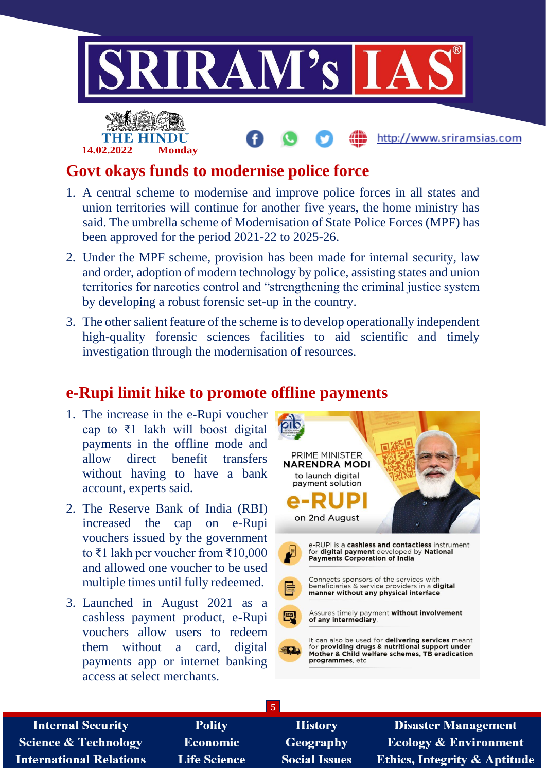## Govt okays funds to modernise police force

1. A central scheme to modernise and improve police forces in all states and union territories will continue for another five years, the home ministry has said. The umbrella scheme of Modernisation of State Police Forces (MPF) has been approved for the period 2021-22 to 2025-26.
2. Under the MPF scheme, provision has been made for internal security, law and order, adoption of modern technology by police, assisting states and union territories for narcotics control and "strengthening the criminal justice system by developing a robust forensic set-up in the country.
3. The other salient feature of the scheme is to develop operationally independent high-quality forensic sciences facilities to aid scientific and timely investigation through the modernisation of resources.

## e-Rupi limit hike to promote offline payments

1. The increase in the e-Rupi voucher cap to ₹1 lakh will boost digital payments in the offline mode and allow direct benefit transfers without having to have a bank account, experts said.
2. The Reserve Bank of India (RBI) increased the cap on e-Rupi vouchers issued by the government to ₹1 lakh per voucher from ₹10,000 and allowed one voucher to be used multiple times until fully redeemed.
3. Launched in August 2021 as a cashless payment product, e-Rupi vouchers allow users to redeem them without a card, digital payments app or internet banking access at select merchants.

PRIME MINISTER **NARENDRA MODI** to launch digital payment solution **e-RUPI** on 2nd August

- e-RUPI is a **cashless and contactless** instrument for **digital payment** developed by **National Payments Corporation of India**
- Connects sponsors of the services with beneficiaries & service providers in a **digital manner without any physical interface**
- Assures timely payment **without involvement of any intermediary**.
- It can also be used for **delivering services** meant for **providing drugs & nutritional support under Mother & Child welfare schemes, TB eradication programmes**, etc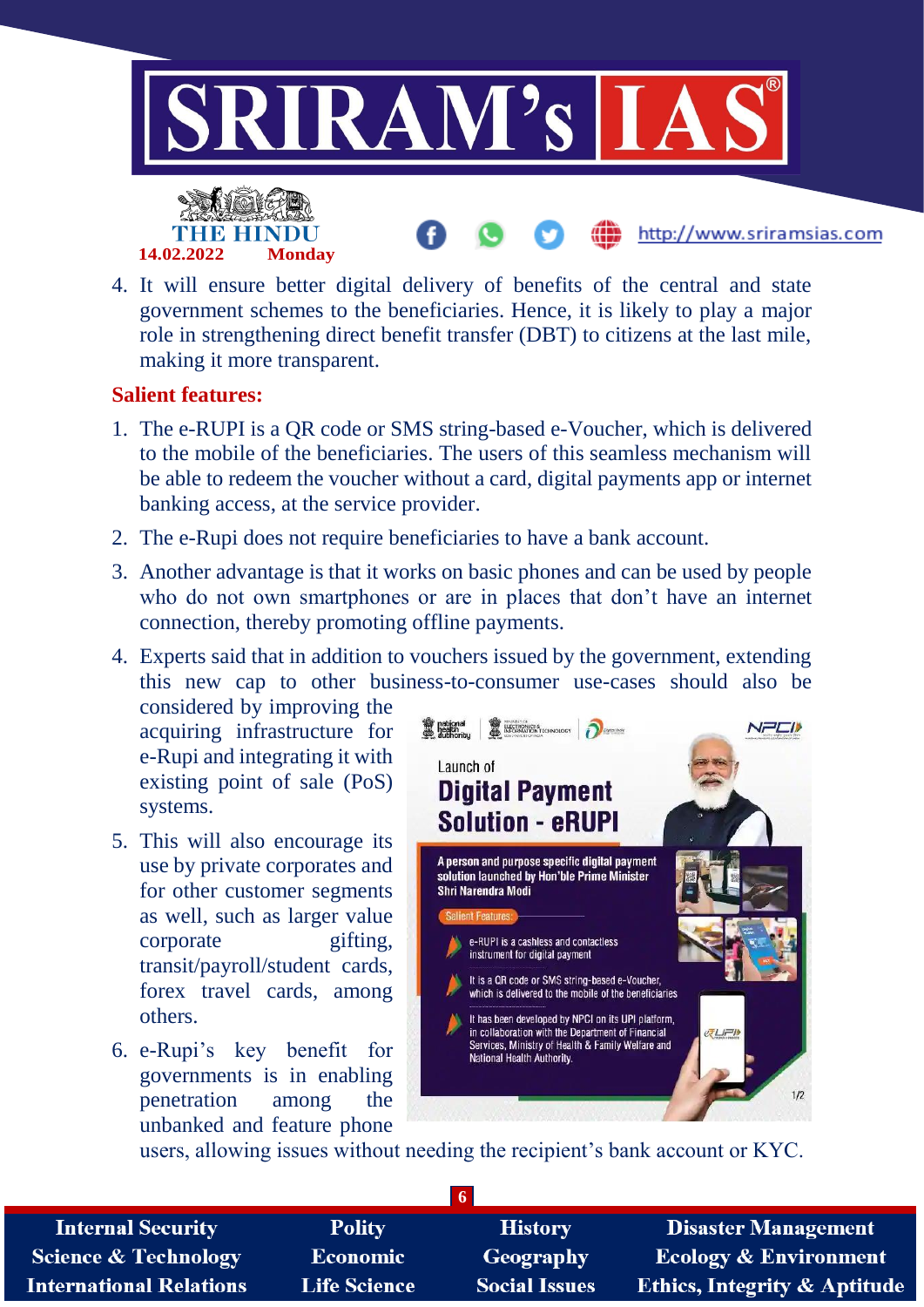4. It will ensure better digital delivery of benefits of the central and state government schemes to the beneficiaries. Hence, it is likely to play a major role in strengthening direct benefit transfer (DBT) to citizens at the last mile, making it more transparent.

**Salient features:**

1. The e-RUPI is a QR code or SMS string-based e-Voucher, which is delivered to the mobile of the beneficiaries. The users of this seamless mechanism will be able to redeem the voucher without a card, digital payments app or internet banking access, at the service provider.
2. The e-Rupi does not require beneficiaries to have a bank account.
3. Another advantage is that it works on basic phones and can be used by people who do not own smartphones or are in places that don't have an internet connection, thereby promoting offline payments.
4. Experts said that in addition to vouchers issued by the government, extending this new cap to other business-to-consumer use-cases should also be considered by improving the acquiring infrastructure for e-Rupi and integrating it with existing point of sale (PoS) systems.
5. This will also encourage its use by private corporates and for other customer segments as well, such as larger value corporate gifting, transit/payroll/student cards, forex travel cards, among others.
6. e-Rupi's key benefit for governments is in enabling penetration among the unbanked and feature phone users, allowing issues without needing the recipient's bank account or KYC.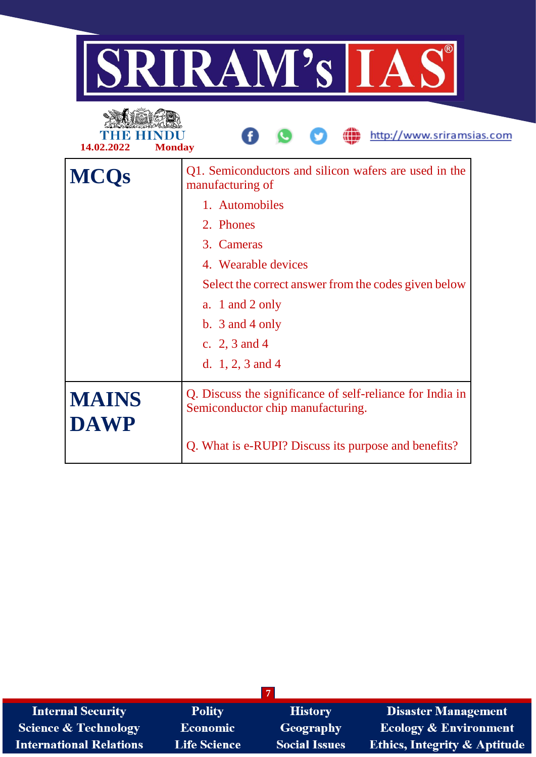14.02.2022 Monday

| | |
|---|---|
| **MCQs** | Q1. Semiconductors and silicon wafers are used in the manufacturing of<br>1. Automobiles<br>2. Phones<br>3. Cameras<br>4. Wearable devices<br>Select the correct answer from the codes given below<br>a. 1 and 2 only<br>b. 3 and 4 only<br>c. 2, 3 and 4<br>d. 1, 2, 3 and 4 |
| **MAINS DAWP** | Q. Discuss the significance of self-reliance for India in Semiconductor chip manufacturing.<br><br>Q. What is e-RUPI? Discuss its purpose and benefits? |